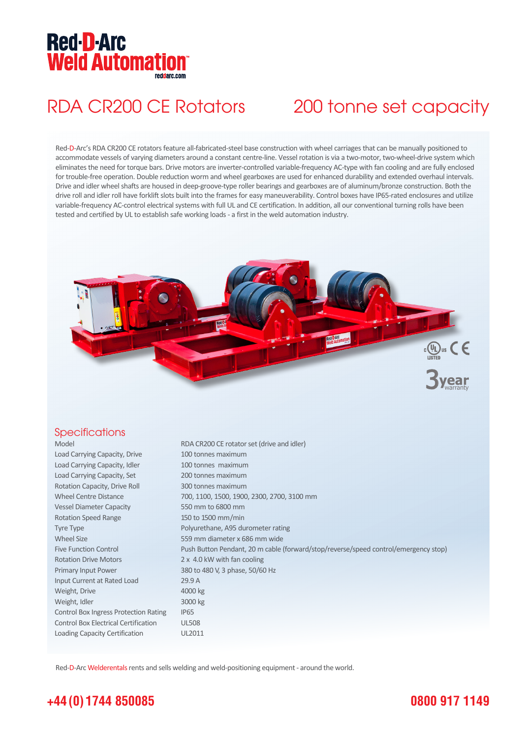# Red-D-Arc Weld Automation

reddarc.com

## RDA CR200 CE Rotators 200 tonne set capacity

Red-D-Arc's RDA CR200 CE rotators feature all-fabricated-steel base construction with wheel carriages that can be manually positioned to accommodate vessels of varying diameters around a constant centre-line. Vessel rotation is via a two-motor, two-wheel-drive system which eliminates the need for torque bars. Drive motors are inverter-controlled variable-frequency AC-type with fan cooling and are fully enclosed for trouble-free operation. Double reduction worm and wheel gearboxes are used for enhanced durability and extended overhaul intervals. Drive and idler wheel shafts are housed in deep-groove-type roller bearings and gearboxes are of aluminum/bronze construction. Both the drive roll and idler roll have forklift slots built into the frames for easy maneuverability. Control boxes have IP65-rated enclosures and utilize variable-frequency AC-control electrical systems with full UL and CE certification. In addition, all our conventional turning rolls have been tested and certified by UL to establish safe working loads - a first in the weld automation industry.

c UL us LISTED CE

3 year warranty

## Specifications

| | |
|---|---|
| Model | RDA CR200 CE rotator set (drive and idler) |
| Load Carrying Capacity, Drive | 100 tonnes maximum |
| Load Carrying Capacity, Idler | 100 tonnes maximum |
| Load Carrying Capacity, Set | 200 tonnes maximum |
| Rotation Capacity, Drive Roll | 300 tonnes maximum |
| Wheel Centre Distance | 700, 1100, 1500, 1900, 2300, 2700, 3100 mm |
| Vessel Diameter Capacity | 550 mm to 6800 mm |
| Rotation Speed Range | 150 to 1500 mm/min |
| Tyre Type | Polyurethane, A95 durometer rating |
| Wheel Size | 559 mm diameter x 686 mm wide |
| Five Function Control | Push Button Pendant, 20 m cable (forward/stop/reverse/speed control/emergency stop) |
| Rotation Drive Motors | 2 x 4.0 kW with fan cooling |
| Primary Input Power | 380 to 480 V, 3 phase, 50/60 Hz |
| Input Current at Rated Load | 29.9 A |
| Weight, Drive | 4000 kg |
| Weight, Idler | 3000 kg |
| Control Box Ingress Protection Rating | IP65 |
| Control Box Electrical Certification | UL508 |
| Loading Capacity Certification | UL2011 |

Red-D-Arc Welderentals rents and sells welding and weld-positioning equipment - around the world.

**+44 (0) 1744 850085** **0800 917 1149**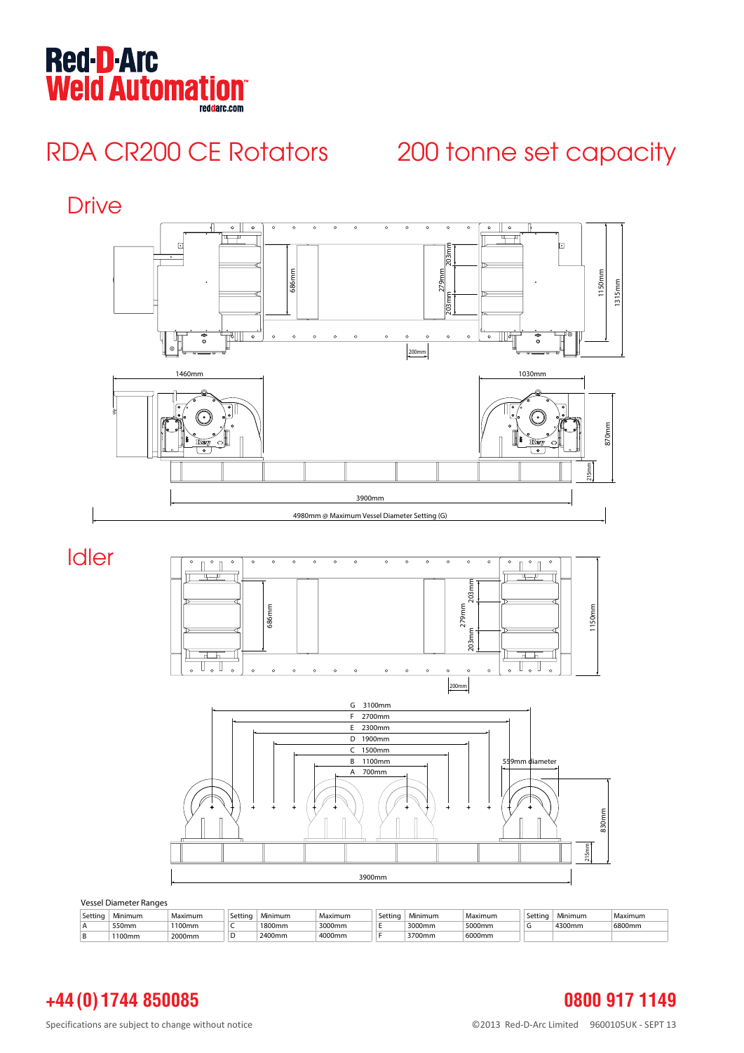# RDA CR200 CE Rotators

# 200 tonne set capacity

## Drive

686mm
203mm
279mm
203mm
200mm
1150mm
1315mm
1460mm
1030mm
870mm
215mm
3900mm
4980mm @ Maximum Vessel Diameter Setting (G)

## Idler

686mm
203mm
279mm
203mm
200mm
1150mm

G 3100mm
F 2700mm
E 2300mm
D 1900mm
C 1500mm
B 1100mm
A 700mm
559mm diameter
830mm
215mm
3900mm

Vessel Diameter Ranges

| Setting | Minimum | Maximum | Setting | Minimum | Maximum | Setting | Minimum | Maximum | Setting | Minimum | Maximum |
|---|---|---|---|---|---|---|---|---|---|---|---|
| A | 550mm | 1100mm | C | 1800mm | 3000mm | E | 3000mm | 5000mm | G | 4300mm | 6800mm |
| B | 1100mm | 2000mm | D | 2400mm | 4000mm | F | 3700mm | 6000mm | | | |

**+44 (0) 1744 850085**

**0800 917 1149**

Specifications are subject to change without notice

©2013 Red-D-Arc Limited 9600105UK - SEPT 13